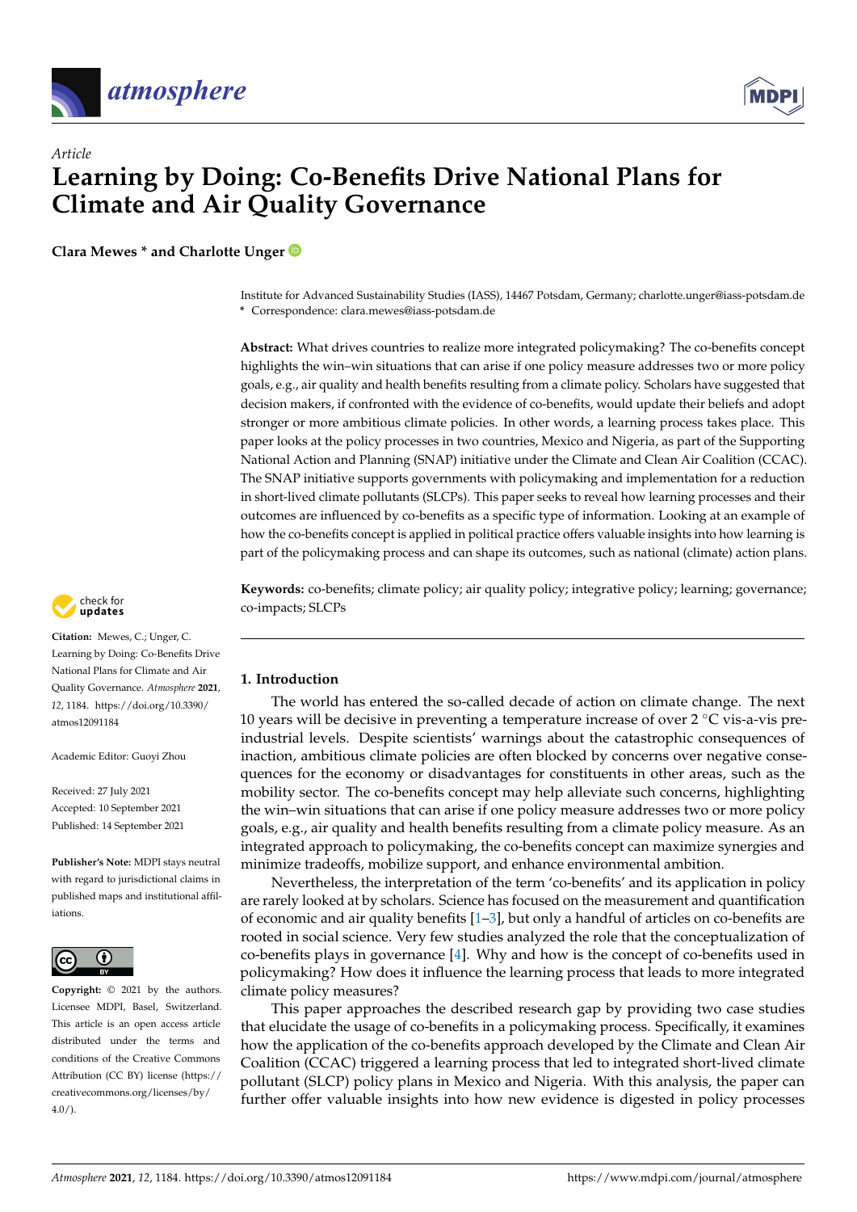*Article*

# Learning by Doing: Co-Benefits Drive National Plans for Climate and Air Quality Governance

**Clara Mewes * and Charlotte Unger**

Institute for Advanced Sustainability Studies (IASS), 14467 Potsdam, Germany; charlotte.unger@iass-potsdam.de
* Correspondence: clara.mewes@iass-potsdam.de

**Abstract:** What drives countries to realize more integrated policymaking? The co-benefits concept highlights the win–win situations that can arise if one policy measure addresses two or more policy goals, e.g., air quality and health benefits resulting from a climate policy. Scholars have suggested that decision makers, if confronted with the evidence of co-benefits, would update their beliefs and adopt stronger or more ambitious climate policies. In other words, a learning process takes place. This paper looks at the policy processes in two countries, Mexico and Nigeria, as part of the Supporting National Action and Planning (SNAP) initiative under the Climate and Clean Air Coalition (CCAC). The SNAP initiative supports governments with policymaking and implementation for a reduction in short-lived climate pollutants (SLCPs). This paper seeks to reveal how learning processes and their outcomes are influenced by co-benefits as a specific type of information. Looking at an example of how the co-benefits concept is applied in political practice offers valuable insights into how learning is part of the policymaking process and can shape its outcomes, such as national (climate) action plans.

**Keywords:** co-benefits; climate policy; air quality policy; integrative policy; learning; governance; co-impacts; SLCPs

**Citation:** Mewes, C.; Unger, C. Learning by Doing: Co-Benefits Drive National Plans for Climate and Air Quality Governance. *Atmosphere* **2021**, *12*, 1184. https://doi.org/10.3390/atmos12091184

Academic Editor: Guoyi Zhou

Received: 27 July 2021
Accepted: 10 September 2021
Published: 14 September 2021

**Publisher's Note:** MDPI stays neutral with regard to jurisdictional claims in published maps and institutional affiliations.

**Copyright:** © 2021 by the authors. Licensee MDPI, Basel, Switzerland. This article is an open access article distributed under the terms and conditions of the Creative Commons Attribution (CC BY) license (https://creativecommons.org/licenses/by/4.0/).

## 1. Introduction

The world has entered the so-called decade of action on climate change. The next 10 years will be decisive in preventing a temperature increase of over 2 °C vis-a-vis pre-industrial levels. Despite scientists' warnings about the catastrophic consequences of inaction, ambitious climate policies are often blocked by concerns over negative consequences for the economy or disadvantages for constituents in other areas, such as the mobility sector. The co-benefits concept may help alleviate such concerns, highlighting the win–win situations that can arise if one policy measure addresses two or more policy goals, e.g., air quality and health benefits resulting from a climate policy measure. As an integrated approach to policymaking, the co-benefits concept can maximize synergies and minimize tradeoffs, mobilize support, and enhance environmental ambition.

Nevertheless, the interpretation of the term 'co-benefits' and its application in policy are rarely looked at by scholars. Science has focused on the measurement and quantification of economic and air quality benefits [1–3], but only a handful of articles on co-benefits are rooted in social science. Very few studies analyzed the role that the conceptualization of co-benefits plays in governance [4]. Why and how is the concept of co-benefits used in policymaking? How does it influence the learning process that leads to more integrated climate policy measures?

This paper approaches the described research gap by providing two case studies that elucidate the usage of co-benefits in a policymaking process. Specifically, it examines how the application of the co-benefits approach developed by the Climate and Clean Air Coalition (CCAC) triggered a learning process that led to integrated short-lived climate pollutant (SLCP) policy plans in Mexico and Nigeria. With this analysis, the paper can further offer valuable insights into how new evidence is digested in policy processes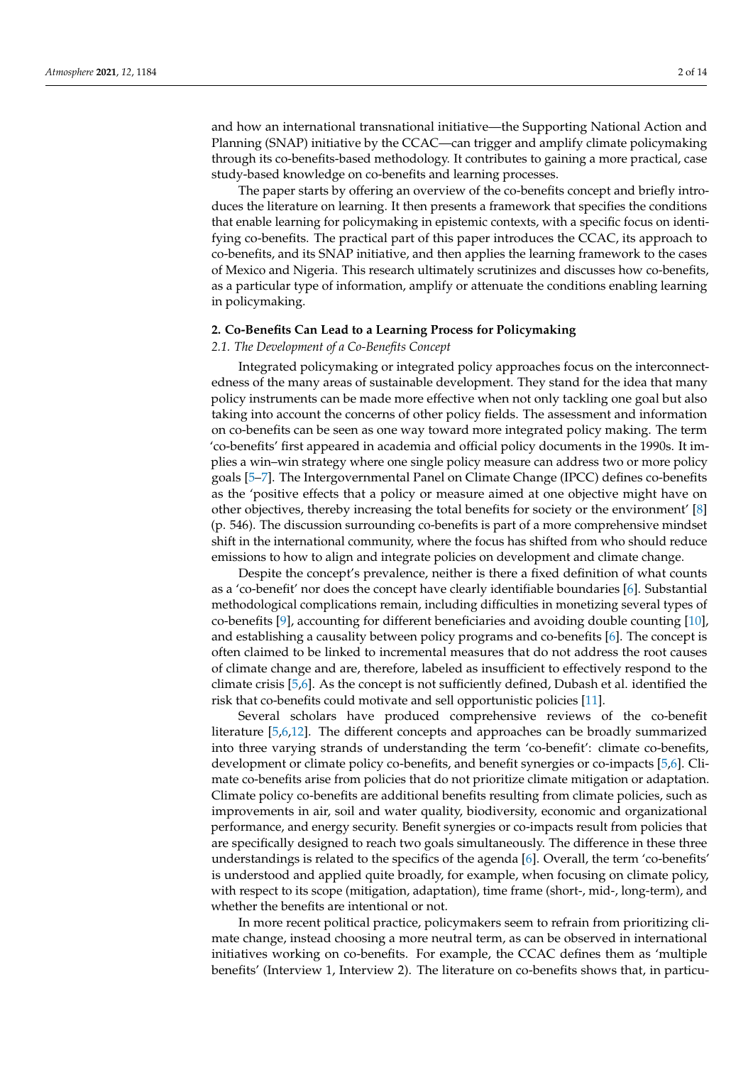and how an international transnational initiative—the Supporting National Action and Planning (SNAP) initiative by the CCAC—can trigger and amplify climate policymaking through its co-benefits-based methodology. It contributes to gaining a more practical, case study-based knowledge on co-benefits and learning processes.

The paper starts by offering an overview of the co-benefits concept and briefly introduces the literature on learning. It then presents a framework that specifies the conditions that enable learning for policymaking in epistemic contexts, with a specific focus on identifying co-benefits. The practical part of this paper introduces the CCAC, its approach to co-benefits, and its SNAP initiative, and then applies the learning framework to the cases of Mexico and Nigeria. This research ultimately scrutinizes and discusses how co-benefits, as a particular type of information, amplify or attenuate the conditions enabling learning in policymaking.

## 2. Co-Benefits Can Lead to a Learning Process for Policymaking

### 2.1. The Development of a Co-Benefits Concept

Integrated policymaking or integrated policy approaches focus on the interconnectedness of the many areas of sustainable development. They stand for the idea that many policy instruments can be made more effective when not only tackling one goal but also taking into account the concerns of other policy fields. The assessment and information on co-benefits can be seen as one way toward more integrated policy making. The term 'co-benefits' first appeared in academia and official policy documents in the 1990s. It implies a win–win strategy where one single policy measure can address two or more policy goals [5–7]. The Intergovernmental Panel on Climate Change (IPCC) defines co-benefits as the 'positive effects that a policy or measure aimed at one objective might have on other objectives, thereby increasing the total benefits for society or the environment' [8] (p. 546). The discussion surrounding co-benefits is part of a more comprehensive mindset shift in the international community, where the focus has shifted from who should reduce emissions to how to align and integrate policies on development and climate change.

Despite the concept's prevalence, neither is there a fixed definition of what counts as a 'co-benefit' nor does the concept have clearly identifiable boundaries [6]. Substantial methodological complications remain, including difficulties in monetizing several types of co-benefits [9], accounting for different beneficiaries and avoiding double counting [10], and establishing a causality between policy programs and co-benefits [6]. The concept is often claimed to be linked to incremental measures that do not address the root causes of climate change and are, therefore, labeled as insufficient to effectively respond to the climate crisis [5,6]. As the concept is not sufficiently defined, Dubash et al. identified the risk that co-benefits could motivate and sell opportunistic policies [11].

Several scholars have produced comprehensive reviews of the co-benefit literature [5,6,12]. The different concepts and approaches can be broadly summarized into three varying strands of understanding the term 'co-benefit': climate co-benefits, development or climate policy co-benefits, and benefit synergies or co-impacts [5,6]. Climate co-benefits arise from policies that do not prioritize climate mitigation or adaptation. Climate policy co-benefits are additional benefits resulting from climate policies, such as improvements in air, soil and water quality, biodiversity, economic and organizational performance, and energy security. Benefit synergies or co-impacts result from policies that are specifically designed to reach two goals simultaneously. The difference in these three understandings is related to the specifics of the agenda [6]. Overall, the term 'co-benefits' is understood and applied quite broadly, for example, when focusing on climate policy, with respect to its scope (mitigation, adaptation), time frame (short-, mid-, long-term), and whether the benefits are intentional or not.

In more recent political practice, policymakers seem to refrain from prioritizing climate change, instead choosing a more neutral term, as can be observed in international initiatives working on co-benefits. For example, the CCAC defines them as 'multiple benefits' (Interview 1, Interview 2). The literature on co-benefits shows that, in particu-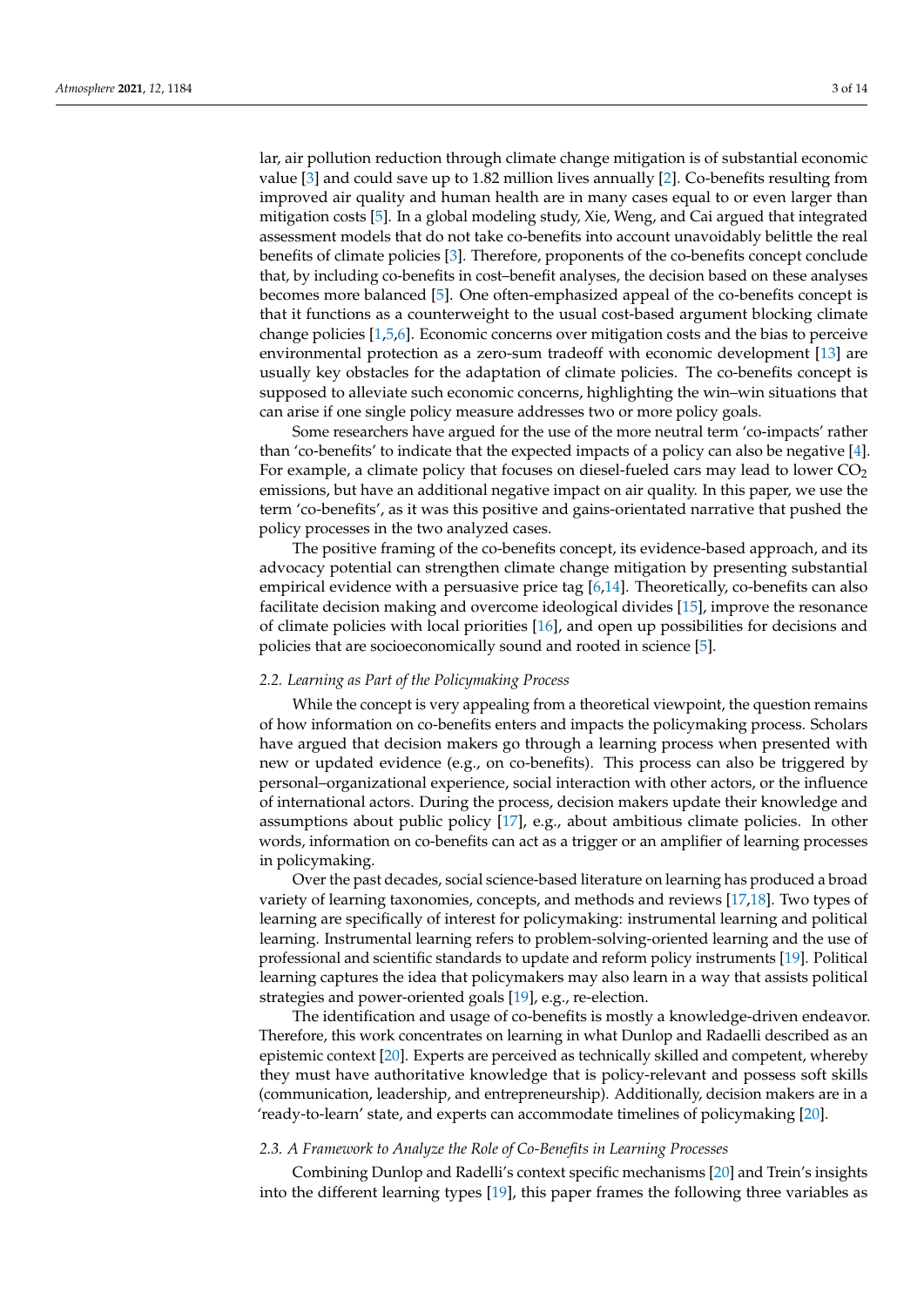lar, air pollution reduction through climate change mitigation is of substantial economic value [3] and could save up to 1.82 million lives annually [2]. Co-benefits resulting from improved air quality and human health are in many cases equal to or even larger than mitigation costs [5]. In a global modeling study, Xie, Weng, and Cai argued that integrated assessment models that do not take co-benefits into account unavoidably belittle the real benefits of climate policies [3]. Therefore, proponents of the co-benefits concept conclude that, by including co-benefits in cost–benefit analyses, the decision based on these analyses becomes more balanced [5]. One often-emphasized appeal of the co-benefits concept is that it functions as a counterweight to the usual cost-based argument blocking climate change policies [1,5,6]. Economic concerns over mitigation costs and the bias to perceive environmental protection as a zero-sum tradeoff with economic development [13] are usually key obstacles for the adaptation of climate policies. The co-benefits concept is supposed to alleviate such economic concerns, highlighting the win–win situations that can arise if one single policy measure addresses two or more policy goals.

Some researchers have argued for the use of the more neutral term 'co-impacts' rather than 'co-benefits' to indicate that the expected impacts of a policy can also be negative [4]. For example, a climate policy that focuses on diesel-fueled cars may lead to lower $CO_2$ emissions, but have an additional negative impact on air quality. In this paper, we use the term 'co-benefits', as it was this positive and gains-orientated narrative that pushed the policy processes in the two analyzed cases.

The positive framing of the co-benefits concept, its evidence-based approach, and its advocacy potential can strengthen climate change mitigation by presenting substantial empirical evidence with a persuasive price tag [6,14]. Theoretically, co-benefits can also facilitate decision making and overcome ideological divides [15], improve the resonance of climate policies with local priorities [16], and open up possibilities for decisions and policies that are socioeconomically sound and rooted in science [5].

### *2.2. Learning as Part of the Policymaking Process*

While the concept is very appealing from a theoretical viewpoint, the question remains of how information on co-benefits enters and impacts the policymaking process. Scholars have argued that decision makers go through a learning process when presented with new or updated evidence (e.g., on co-benefits). This process can also be triggered by personal–organizational experience, social interaction with other actors, or the influence of international actors. During the process, decision makers update their knowledge and assumptions about public policy [17], e.g., about ambitious climate policies. In other words, information on co-benefits can act as a trigger or an amplifier of learning processes in policymaking.

Over the past decades, social science-based literature on learning has produced a broad variety of learning taxonomies, concepts, and methods and reviews [17,18]. Two types of learning are specifically of interest for policymaking: instrumental learning and political learning. Instrumental learning refers to problem-solving-oriented learning and the use of professional and scientific standards to update and reform policy instruments [19]. Political learning captures the idea that policymakers may also learn in a way that assists political strategies and power-oriented goals [19], e.g., re-election.

The identification and usage of co-benefits is mostly a knowledge-driven endeavor. Therefore, this work concentrates on learning in what Dunlop and Radaelli described as an epistemic context [20]. Experts are perceived as technically skilled and competent, whereby they must have authoritative knowledge that is policy-relevant and possess soft skills (communication, leadership, and entrepreneurship). Additionally, decision makers are in a 'ready-to-learn' state, and experts can accommodate timelines of policymaking [20].

### *2.3. A Framework to Analyze the Role of Co-Benefits in Learning Processes*

Combining Dunlop and Radelli's context specific mechanisms [20] and Trein's insights into the different learning types [19], this paper frames the following three variables as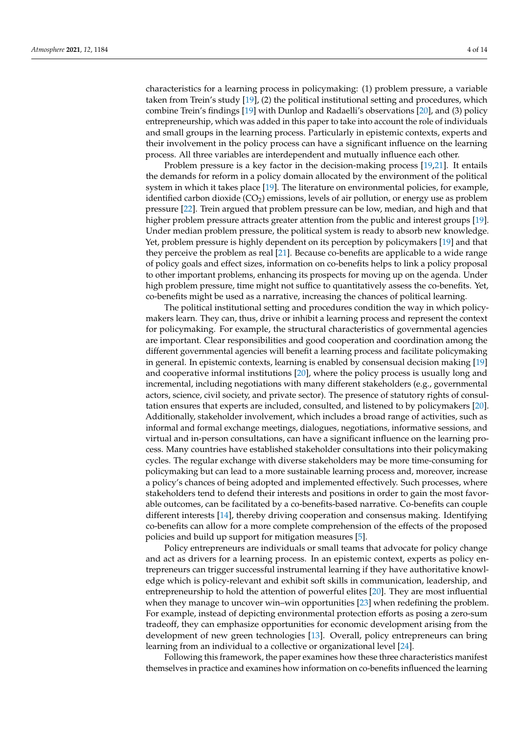characteristics for a learning process in policymaking: (1) problem pressure, a variable taken from Trein's study [19], (2) the political institutional setting and procedures, which combine Trein's findings [19] with Dunlop and Radaelli's observations [20], and (3) policy entrepreneurship, which was added in this paper to take into account the role of individuals and small groups in the learning process. Particularly in epistemic contexts, experts and their involvement in the policy process can have a significant influence on the learning process. All three variables are interdependent and mutually influence each other.

Problem pressure is a key factor in the decision-making process [19,21]. It entails the demands for reform in a policy domain allocated by the environment of the political system in which it takes place [19]. The literature on environmental policies, for example, identified carbon dioxide ($CO_2$) emissions, levels of air pollution, or energy use as problem pressure [22]. Trein argued that problem pressure can be low, median, and high and that higher problem pressure attracts greater attention from the public and interest groups [19]. Under median problem pressure, the political system is ready to absorb new knowledge. Yet, problem pressure is highly dependent on its perception by policymakers [19] and that they perceive the problem as real [21]. Because co-benefits are applicable to a wide range of policy goals and effect sizes, information on co-benefits helps to link a policy proposal to other important problems, enhancing its prospects for moving up on the agenda. Under high problem pressure, time might not suffice to quantitatively assess the co-benefits. Yet, co-benefits might be used as a narrative, increasing the chances of political learning.

The political institutional setting and procedures condition the way in which policymakers learn. They can, thus, drive or inhibit a learning process and represent the context for policymaking. For example, the structural characteristics of governmental agencies are important. Clear responsibilities and good cooperation and coordination among the different governmental agencies will benefit a learning process and facilitate policymaking in general. In epistemic contexts, learning is enabled by consensual decision making [19] and cooperative informal institutions [20], where the policy process is usually long and incremental, including negotiations with many different stakeholders (e.g., governmental actors, science, civil society, and private sector). The presence of statutory rights of consultation ensures that experts are included, consulted, and listened to by policymakers [20]. Additionally, stakeholder involvement, which includes a broad range of activities, such as informal and formal exchange meetings, dialogues, negotiations, informative sessions, and virtual and in-person consultations, can have a significant influence on the learning process. Many countries have established stakeholder consultations into their policymaking cycles. The regular exchange with diverse stakeholders may be more time-consuming for policymaking but can lead to a more sustainable learning process and, moreover, increase a policy's chances of being adopted and implemented effectively. Such processes, where stakeholders tend to defend their interests and positions in order to gain the most favorable outcomes, can be facilitated by a co-benefits-based narrative. Co-benefits can couple different interests [14], thereby driving cooperation and consensus making. Identifying co-benefits can allow for a more complete comprehension of the effects of the proposed policies and build up support for mitigation measures [5].

Policy entrepreneurs are individuals or small teams that advocate for policy change and act as drivers for a learning process. In an epistemic context, experts as policy entrepreneurs can trigger successful instrumental learning if they have authoritative knowledge which is policy-relevant and exhibit soft skills in communication, leadership, and entrepreneurship to hold the attention of powerful elites [20]. They are most influential when they manage to uncover win–win opportunities [23] when redefining the problem. For example, instead of depicting environmental protection efforts as posing a zero-sum tradeoff, they can emphasize opportunities for economic development arising from the development of new green technologies [13]. Overall, policy entrepreneurs can bring learning from an individual to a collective or organizational level [24].

Following this framework, the paper examines how these three characteristics manifest themselves in practice and examines how information on co-benefits influenced the learning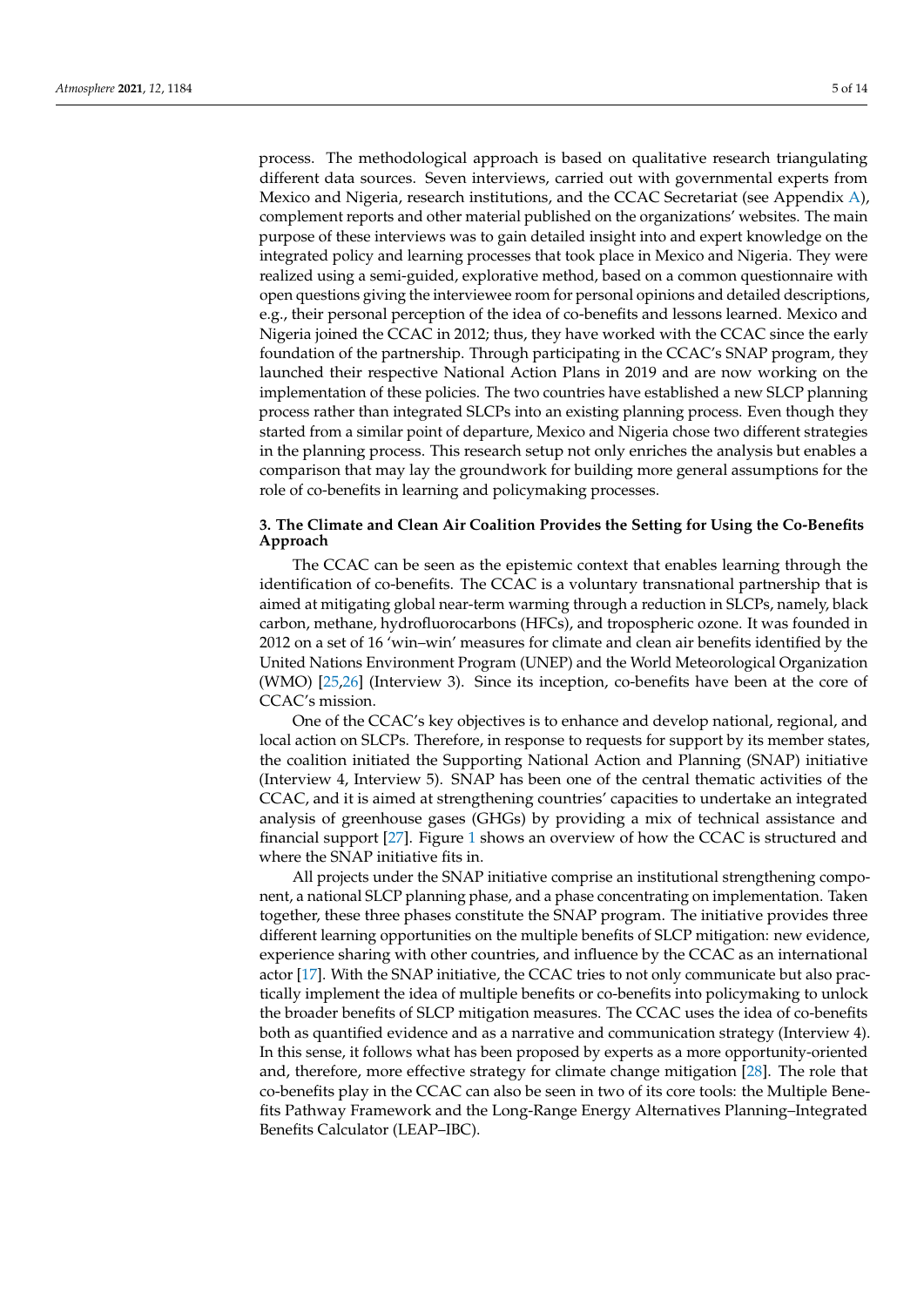process. The methodological approach is based on qualitative research triangulating different data sources. Seven interviews, carried out with governmental experts from Mexico and Nigeria, research institutions, and the CCAC Secretariat (see Appendix A), complement reports and other material published on the organizations' websites. The main purpose of these interviews was to gain detailed insight into and expert knowledge on the integrated policy and learning processes that took place in Mexico and Nigeria. They were realized using a semi-guided, explorative method, based on a common questionnaire with open questions giving the interviewee room for personal opinions and detailed descriptions, e.g., their personal perception of the idea of co-benefits and lessons learned. Mexico and Nigeria joined the CCAC in 2012; thus, they have worked with the CCAC since the early foundation of the partnership. Through participating in the CCAC's SNAP program, they launched their respective National Action Plans in 2019 and are now working on the implementation of these policies. The two countries have established a new SLCP planning process rather than integrated SLCPs into an existing planning process. Even though they started from a similar point of departure, Mexico and Nigeria chose two different strategies in the planning process. This research setup not only enriches the analysis but enables a comparison that may lay the groundwork for building more general assumptions for the role of co-benefits in learning and policymaking processes.

## 3. The Climate and Clean Air Coalition Provides the Setting for Using the Co-Benefits Approach

The CCAC can be seen as the epistemic context that enables learning through the identification of co-benefits. The CCAC is a voluntary transnational partnership that is aimed at mitigating global near-term warming through a reduction in SLCPs, namely, black carbon, methane, hydrofluorocarbons (HFCs), and tropospheric ozone. It was founded in 2012 on a set of 16 'win–win' measures for climate and clean air benefits identified by the United Nations Environment Program (UNEP) and the World Meteorological Organization (WMO) [25,26] (Interview 3). Since its inception, co-benefits have been at the core of CCAC's mission.

One of the CCAC's key objectives is to enhance and develop national, regional, and local action on SLCPs. Therefore, in response to requests for support by its member states, the coalition initiated the Supporting National Action and Planning (SNAP) initiative (Interview 4, Interview 5). SNAP has been one of the central thematic activities of the CCAC, and it is aimed at strengthening countries' capacities to undertake an integrated analysis of greenhouse gases (GHGs) by providing a mix of technical assistance and financial support [27]. Figure 1 shows an overview of how the CCAC is structured and where the SNAP initiative fits in.

All projects under the SNAP initiative comprise an institutional strengthening component, a national SLCP planning phase, and a phase concentrating on implementation. Taken together, these three phases constitute the SNAP program. The initiative provides three different learning opportunities on the multiple benefits of SLCP mitigation: new evidence, experience sharing with other countries, and influence by the CCAC as an international actor [17]. With the SNAP initiative, the CCAC tries to not only communicate but also practically implement the idea of multiple benefits or co-benefits into policymaking to unlock the broader benefits of SLCP mitigation measures. The CCAC uses the idea of co-benefits both as quantified evidence and as a narrative and communication strategy (Interview 4). In this sense, it follows what has been proposed by experts as a more opportunity-oriented and, therefore, more effective strategy for climate change mitigation [28]. The role that co-benefits play in the CCAC can also be seen in two of its core tools: the Multiple Benefits Pathway Framework and the Long-Range Energy Alternatives Planning–Integrated Benefits Calculator (LEAP–IBC).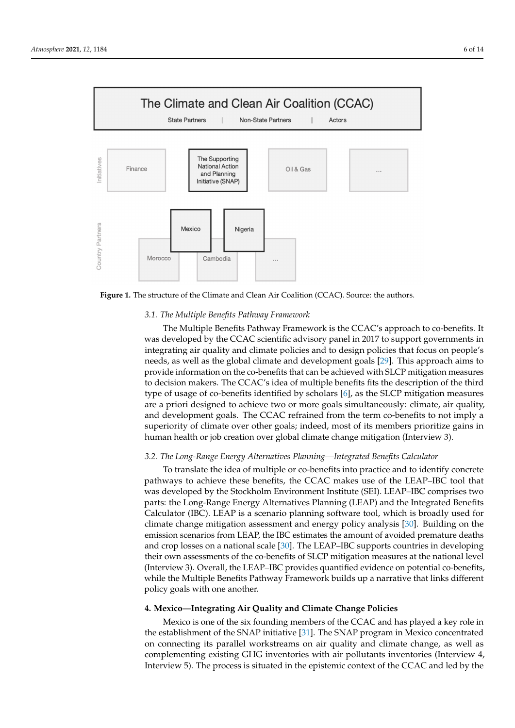**Figure 1.** The structure of the Climate and Clean Air Coalition (CCAC). Source: the authors.

### 3.1. The Multiple Benefits Pathway Framework

The Multiple Benefits Pathway Framework is the CCAC's approach to co-benefits. It was developed by the CCAC scientific advisory panel in 2017 to support governments in integrating air quality and climate policies and to design policies that focus on people's needs, as well as the global climate and development goals [29]. This approach aims to provide information on the co-benefits that can be achieved with SLCP mitigation measures to decision makers. The CCAC's idea of multiple benefits fits the description of the third type of usage of co-benefits identified by scholars [6], as the SLCP mitigation measures are a priori designed to achieve two or more goals simultaneously: climate, air quality, and development goals. The CCAC refrained from the term co-benefits to not imply a superiority of climate over other goals; indeed, most of its members prioritize gains in human health or job creation over global climate change mitigation (Interview 3).

### 3.2. The Long-Range Energy Alternatives Planning—Integrated Benefits Calculator

To translate the idea of multiple or co-benefits into practice and to identify concrete pathways to achieve these benefits, the CCAC makes use of the LEAP–IBC tool that was developed by the Stockholm Environment Institute (SEI). LEAP–IBC comprises two parts: the Long-Range Energy Alternatives Planning (LEAP) and the Integrated Benefits Calculator (IBC). LEAP is a scenario planning software tool, which is broadly used for climate change mitigation assessment and energy policy analysis [30]. Building on the emission scenarios from LEAP, the IBC estimates the amount of avoided premature deaths and crop losses on a national scale [30]. The LEAP–IBC supports countries in developing their own assessments of the co-benefits of SLCP mitigation measures at the national level (Interview 3). Overall, the LEAP–IBC provides quantified evidence on potential co-benefits, while the Multiple Benefits Pathway Framework builds up a narrative that links different policy goals with one another.

## 4. Mexico—Integrating Air Quality and Climate Change Policies

Mexico is one of the six founding members of the CCAC and has played a key role in the establishment of the SNAP initiative [31]. The SNAP program in Mexico concentrated on connecting its parallel workstreams on air quality and climate change, as well as complementing existing GHG inventories with air pollutants inventories (Interview 4, Interview 5). The process is situated in the epistemic context of the CCAC and led by the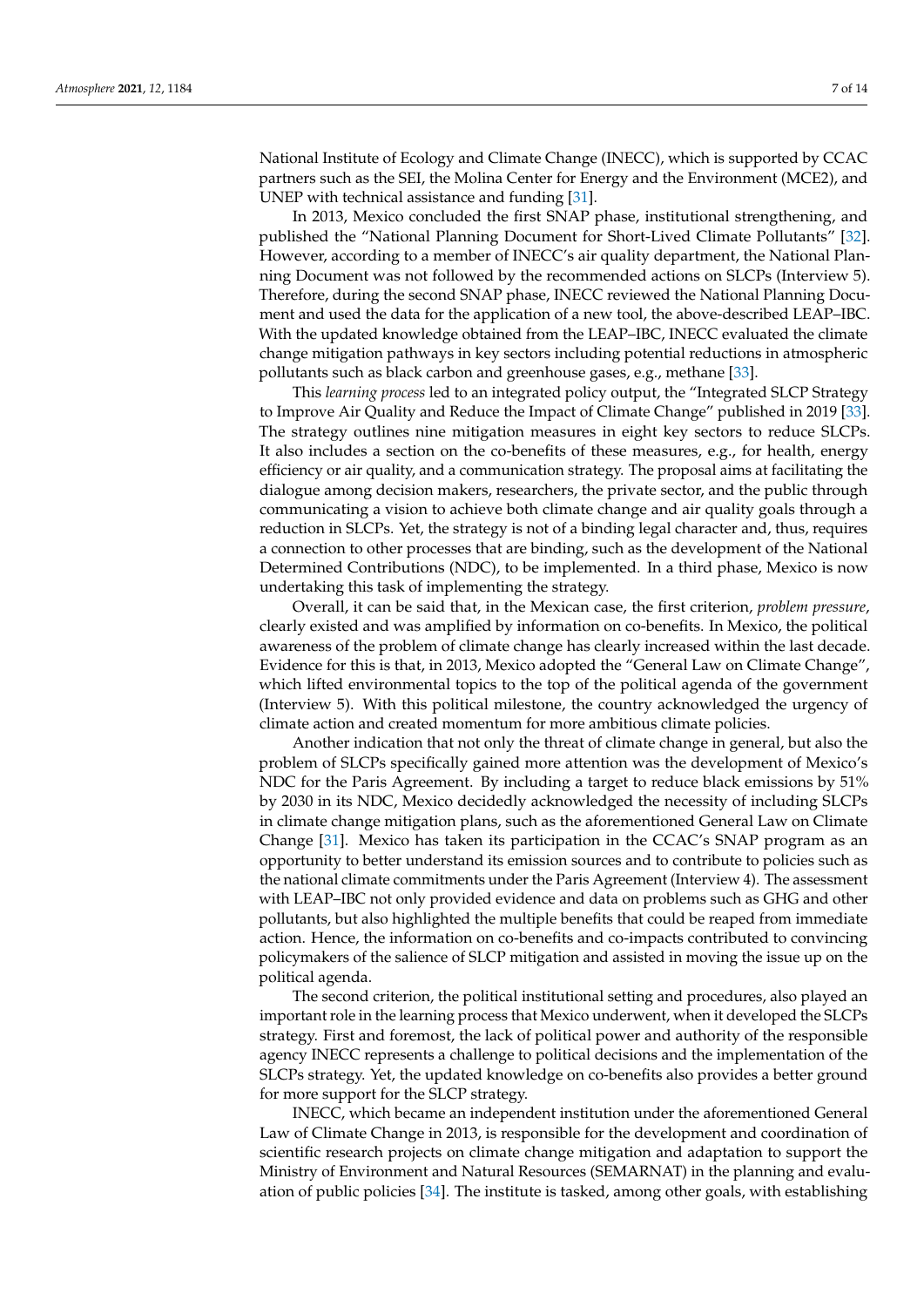National Institute of Ecology and Climate Change (INECC), which is supported by CCAC partners such as the SEI, the Molina Center for Energy and the Environment (MCE2), and UNEP with technical assistance and funding [31].

In 2013, Mexico concluded the first SNAP phase, institutional strengthening, and published the "National Planning Document for Short-Lived Climate Pollutants" [32]. However, according to a member of INECC's air quality department, the National Planning Document was not followed by the recommended actions on SLCPs (Interview 5). Therefore, during the second SNAP phase, INECC reviewed the National Planning Document and used the data for the application of a new tool, the above-described LEAP–IBC. With the updated knowledge obtained from the LEAP–IBC, INECC evaluated the climate change mitigation pathways in key sectors including potential reductions in atmospheric pollutants such as black carbon and greenhouse gases, e.g., methane [33].

This *learning process* led to an integrated policy output, the "Integrated SLCP Strategy to Improve Air Quality and Reduce the Impact of Climate Change" published in 2019 [33]. The strategy outlines nine mitigation measures in eight key sectors to reduce SLCPs. It also includes a section on the co-benefits of these measures, e.g., for health, energy efficiency or air quality, and a communication strategy. The proposal aims at facilitating the dialogue among decision makers, researchers, the private sector, and the public through communicating a vision to achieve both climate change and air quality goals through a reduction in SLCPs. Yet, the strategy is not of a binding legal character and, thus, requires a connection to other processes that are binding, such as the development of the National Determined Contributions (NDC), to be implemented. In a third phase, Mexico is now undertaking this task of implementing the strategy.

Overall, it can be said that, in the Mexican case, the first criterion, *problem pressure*, clearly existed and was amplified by information on co-benefits. In Mexico, the political awareness of the problem of climate change has clearly increased within the last decade. Evidence for this is that, in 2013, Mexico adopted the "General Law on Climate Change", which lifted environmental topics to the top of the political agenda of the government (Interview 5). With this political milestone, the country acknowledged the urgency of climate action and created momentum for more ambitious climate policies.

Another indication that not only the threat of climate change in general, but also the problem of SLCPs specifically gained more attention was the development of Mexico's NDC for the Paris Agreement. By including a target to reduce black emissions by 51% by 2030 in its NDC, Mexico decidedly acknowledged the necessity of including SLCPs in climate change mitigation plans, such as the aforementioned General Law on Climate Change [31]. Mexico has taken its participation in the CCAC's SNAP program as an opportunity to better understand its emission sources and to contribute to policies such as the national climate commitments under the Paris Agreement (Interview 4). The assessment with LEAP–IBC not only provided evidence and data on problems such as GHG and other pollutants, but also highlighted the multiple benefits that could be reaped from immediate action. Hence, the information on co-benefits and co-impacts contributed to convincing policymakers of the salience of SLCP mitigation and assisted in moving the issue up on the political agenda.

The second criterion, the political institutional setting and procedures, also played an important role in the learning process that Mexico underwent, when it developed the SLCPs strategy. First and foremost, the lack of political power and authority of the responsible agency INECC represents a challenge to political decisions and the implementation of the SLCPs strategy. Yet, the updated knowledge on co-benefits also provides a better ground for more support for the SLCP strategy.

INECC, which became an independent institution under the aforementioned General Law of Climate Change in 2013, is responsible for the development and coordination of scientific research projects on climate change mitigation and adaptation to support the Ministry of Environment and Natural Resources (SEMARNAT) in the planning and evaluation of public policies [34]. The institute is tasked, among other goals, with establishing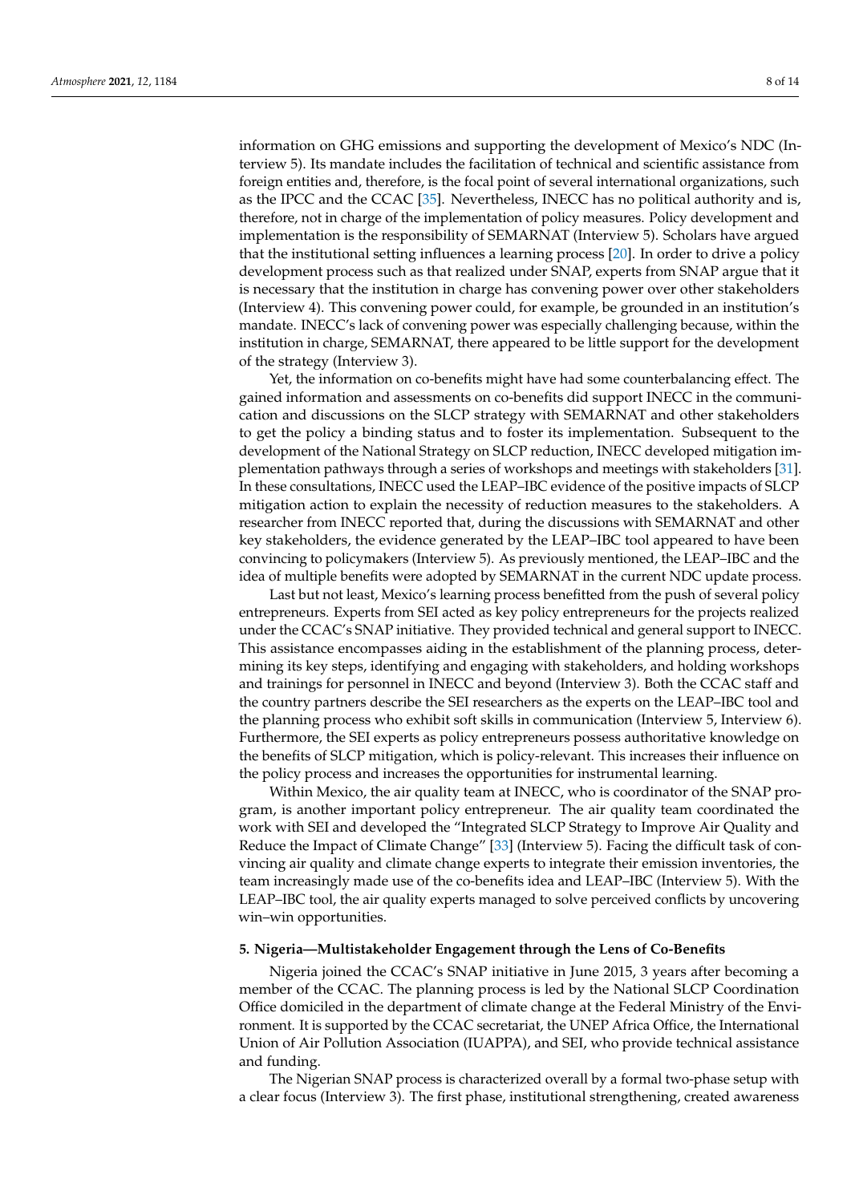information on GHG emissions and supporting the development of Mexico's NDC (Interview 5). Its mandate includes the facilitation of technical and scientific assistance from foreign entities and, therefore, is the focal point of several international organizations, such as the IPCC and the CCAC [35]. Nevertheless, INECC has no political authority and is, therefore, not in charge of the implementation of policy measures. Policy development and implementation is the responsibility of SEMARNAT (Interview 5). Scholars have argued that the institutional setting influences a learning process [20]. In order to drive a policy development process such as that realized under SNAP, experts from SNAP argue that it is necessary that the institution in charge has convening power over other stakeholders (Interview 4). This convening power could, for example, be grounded in an institution's mandate. INECC's lack of convening power was especially challenging because, within the institution in charge, SEMARNAT, there appeared to be little support for the development of the strategy (Interview 3).

Yet, the information on co-benefits might have had some counterbalancing effect. The gained information and assessments on co-benefits did support INECC in the communication and discussions on the SLCP strategy with SEMARNAT and other stakeholders to get the policy a binding status and to foster its implementation. Subsequent to the development of the National Strategy on SLCP reduction, INECC developed mitigation implementation pathways through a series of workshops and meetings with stakeholders [31]. In these consultations, INECC used the LEAP–IBC evidence of the positive impacts of SLCP mitigation action to explain the necessity of reduction measures to the stakeholders. A researcher from INECC reported that, during the discussions with SEMARNAT and other key stakeholders, the evidence generated by the LEAP–IBC tool appeared to have been convincing to policymakers (Interview 5). As previously mentioned, the LEAP–IBC and the idea of multiple benefits were adopted by SEMARNAT in the current NDC update process.

Last but not least, Mexico's learning process benefitted from the push of several policy entrepreneurs. Experts from SEI acted as key policy entrepreneurs for the projects realized under the CCAC's SNAP initiative. They provided technical and general support to INECC. This assistance encompasses aiding in the establishment of the planning process, determining its key steps, identifying and engaging with stakeholders, and holding workshops and trainings for personnel in INECC and beyond (Interview 3). Both the CCAC staff and the country partners describe the SEI researchers as the experts on the LEAP–IBC tool and the planning process who exhibit soft skills in communication (Interview 5, Interview 6). Furthermore, the SEI experts as policy entrepreneurs possess authoritative knowledge on the benefits of SLCP mitigation, which is policy-relevant. This increases their influence on the policy process and increases the opportunities for instrumental learning.

Within Mexico, the air quality team at INECC, who is coordinator of the SNAP program, is another important policy entrepreneur. The air quality team coordinated the work with SEI and developed the "Integrated SLCP Strategy to Improve Air Quality and Reduce the Impact of Climate Change" [33] (Interview 5). Facing the difficult task of convincing air quality and climate change experts to integrate their emission inventories, the team increasingly made use of the co-benefits idea and LEAP–IBC (Interview 5). With the LEAP–IBC tool, the air quality experts managed to solve perceived conflicts by uncovering win–win opportunities.

## 5. Nigeria—Multistakeholder Engagement through the Lens of Co-Benefits

Nigeria joined the CCAC's SNAP initiative in June 2015, 3 years after becoming a member of the CCAC. The planning process is led by the National SLCP Coordination Office domiciled in the department of climate change at the Federal Ministry of the Environment. It is supported by the CCAC secretariat, the UNEP Africa Office, the International Union of Air Pollution Association (IUAPPA), and SEI, who provide technical assistance and funding.

The Nigerian SNAP process is characterized overall by a formal two-phase setup with a clear focus (Interview 3). The first phase, institutional strengthening, created awareness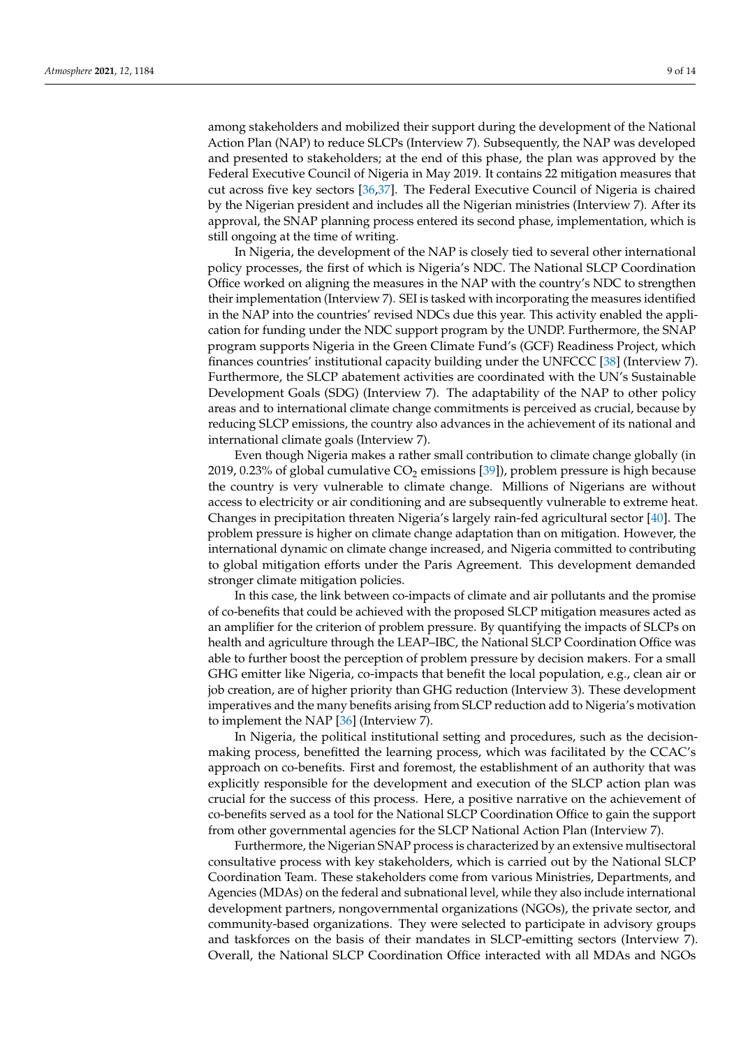among stakeholders and mobilized their support during the development of the National Action Plan (NAP) to reduce SLCPs (Interview 7). Subsequently, the NAP was developed and presented to stakeholders; at the end of this phase, the plan was approved by the Federal Executive Council of Nigeria in May 2019. It contains 22 mitigation measures that cut across five key sectors [36,37]. The Federal Executive Council of Nigeria is chaired by the Nigerian president and includes all the Nigerian ministries (Interview 7). After its approval, the SNAP planning process entered its second phase, implementation, which is still ongoing at the time of writing.

In Nigeria, the development of the NAP is closely tied to several other international policy processes, the first of which is Nigeria's NDC. The National SLCP Coordination Office worked on aligning the measures in the NAP with the country's NDC to strengthen their implementation (Interview 7). SEI is tasked with incorporating the measures identified in the NAP into the countries' revised NDCs due this year. This activity enabled the application for funding under the NDC support program by the UNDP. Furthermore, the SNAP program supports Nigeria in the Green Climate Fund's (GCF) Readiness Project, which finances countries' institutional capacity building under the UNFCCC [38] (Interview 7). Furthermore, the SLCP abatement activities are coordinated with the UN's Sustainable Development Goals (SDG) (Interview 7). The adaptability of the NAP to other policy areas and to international climate change commitments is perceived as crucial, because by reducing SLCP emissions, the country also advances in the achievement of its national and international climate goals (Interview 7).

Even though Nigeria makes a rather small contribution to climate change globally (in 2019, 0.23% of global cumulative $CO_2$ emissions [39]), problem pressure is high because the country is very vulnerable to climate change. Millions of Nigerians are without access to electricity or air conditioning and are subsequently vulnerable to extreme heat. Changes in precipitation threaten Nigeria's largely rain-fed agricultural sector [40]. The problem pressure is higher on climate change adaptation than on mitigation. However, the international dynamic on climate change increased, and Nigeria committed to contributing to global mitigation efforts under the Paris Agreement. This development demanded stronger climate mitigation policies.

In this case, the link between co-impacts of climate and air pollutants and the promise of co-benefits that could be achieved with the proposed SLCP mitigation measures acted as an amplifier for the criterion of problem pressure. By quantifying the impacts of SLCPs on health and agriculture through the LEAP–IBC, the National SLCP Coordination Office was able to further boost the perception of problem pressure by decision makers. For a small GHG emitter like Nigeria, co-impacts that benefit the local population, e.g., clean air or job creation, are of higher priority than GHG reduction (Interview 3). These development imperatives and the many benefits arising from SLCP reduction add to Nigeria's motivation to implement the NAP [36] (Interview 7).

In Nigeria, the political institutional setting and procedures, such as the decision-making process, benefitted the learning process, which was facilitated by the CCAC's approach on co-benefits. First and foremost, the establishment of an authority that was explicitly responsible for the development and execution of the SLCP action plan was crucial for the success of this process. Here, a positive narrative on the achievement of co-benefits served as a tool for the National SLCP Coordination Office to gain the support from other governmental agencies for the SLCP National Action Plan (Interview 7).

Furthermore, the Nigerian SNAP process is characterized by an extensive multisectoral consultative process with key stakeholders, which is carried out by the National SLCP Coordination Team. These stakeholders come from various Ministries, Departments, and Agencies (MDAs) on the federal and subnational level, while they also include international development partners, nongovernmental organizations (NGOs), the private sector, and community-based organizations. They were selected to participate in advisory groups and taskforces on the basis of their mandates in SLCP-emitting sectors (Interview 7). Overall, the National SLCP Coordination Office interacted with all MDAs and NGOs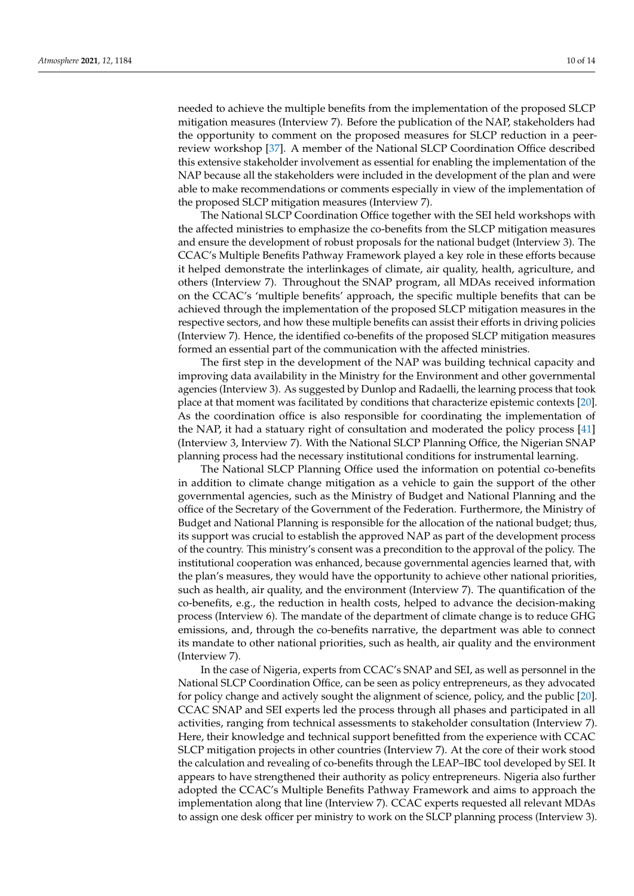needed to achieve the multiple benefits from the implementation of the proposed SLCP mitigation measures (Interview 7). Before the publication of the NAP, stakeholders had the opportunity to comment on the proposed measures for SLCP reduction in a peer-review workshop [37]. A member of the National SLCP Coordination Office described this extensive stakeholder involvement as essential for enabling the implementation of the NAP because all the stakeholders were included in the development of the plan and were able to make recommendations or comments especially in view of the implementation of the proposed SLCP mitigation measures (Interview 7).

The National SLCP Coordination Office together with the SEI held workshops with the affected ministries to emphasize the co-benefits from the SLCP mitigation measures and ensure the development of robust proposals for the national budget (Interview 3). The CCAC's Multiple Benefits Pathway Framework played a key role in these efforts because it helped demonstrate the interlinkages of climate, air quality, health, agriculture, and others (Interview 7). Throughout the SNAP program, all MDAs received information on the CCAC's 'multiple benefits' approach, the specific multiple benefits that can be achieved through the implementation of the proposed SLCP mitigation measures in the respective sectors, and how these multiple benefits can assist their efforts in driving policies (Interview 7). Hence, the identified co-benefits of the proposed SLCP mitigation measures formed an essential part of the communication with the affected ministries.

The first step in the development of the NAP was building technical capacity and improving data availability in the Ministry for the Environment and other governmental agencies (Interview 3). As suggested by Dunlop and Radaelli, the learning process that took place at that moment was facilitated by conditions that characterize epistemic contexts [20]. As the coordination office is also responsible for coordinating the implementation of the NAP, it had a statuary right of consultation and moderated the policy process [41] (Interview 3, Interview 7). With the National SLCP Planning Office, the Nigerian SNAP planning process had the necessary institutional conditions for instrumental learning.

The National SLCP Planning Office used the information on potential co-benefits in addition to climate change mitigation as a vehicle to gain the support of the other governmental agencies, such as the Ministry of Budget and National Planning and the office of the Secretary of the Government of the Federation. Furthermore, the Ministry of Budget and National Planning is responsible for the allocation of the national budget; thus, its support was crucial to establish the approved NAP as part of the development process of the country. This ministry's consent was a precondition to the approval of the policy. The institutional cooperation was enhanced, because governmental agencies learned that, with the plan's measures, they would have the opportunity to achieve other national priorities, such as health, air quality, and the environment (Interview 7). The quantification of the co-benefits, e.g., the reduction in health costs, helped to advance the decision-making process (Interview 6). The mandate of the department of climate change is to reduce GHG emissions, and, through the co-benefits narrative, the department was able to connect its mandate to other national priorities, such as health, air quality and the environment (Interview 7).

In the case of Nigeria, experts from CCAC's SNAP and SEI, as well as personnel in the National SLCP Coordination Office, can be seen as policy entrepreneurs, as they advocated for policy change and actively sought the alignment of science, policy, and the public [20]. CCAC SNAP and SEI experts led the process through all phases and participated in all activities, ranging from technical assessments to stakeholder consultation (Interview 7). Here, their knowledge and technical support benefitted from the experience with CCAC SLCP mitigation projects in other countries (Interview 7). At the core of their work stood the calculation and revealing of co-benefits through the LEAP–IBC tool developed by SEI. It appears to have strengthened their authority as policy entrepreneurs. Nigeria also further adopted the CCAC's Multiple Benefits Pathway Framework and aims to approach the implementation along that line (Interview 7). CCAC experts requested all relevant MDAs to assign one desk officer per ministry to work on the SLCP planning process (Interview 3).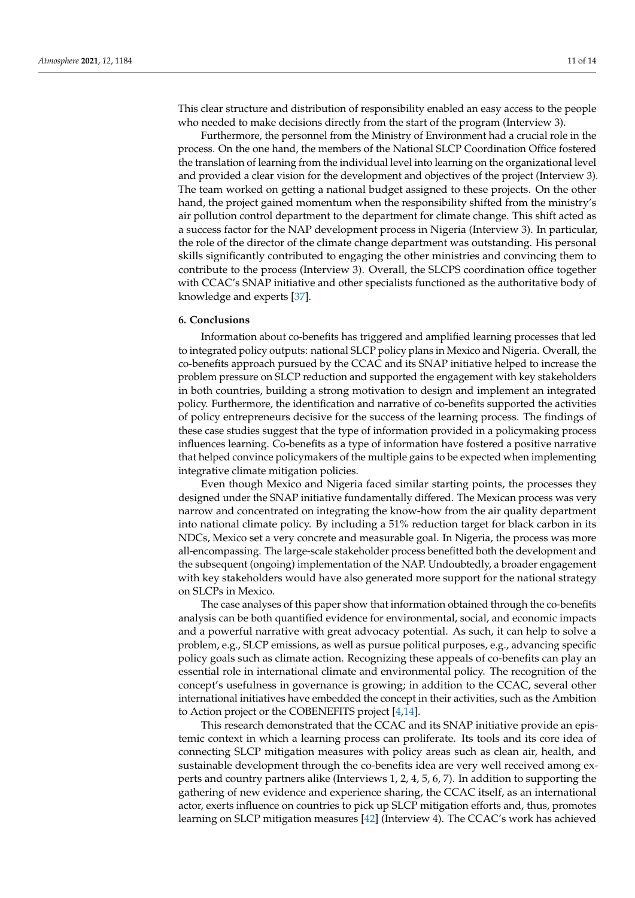This clear structure and distribution of responsibility enabled an easy access to the people who needed to make decisions directly from the start of the program (Interview 3).

Furthermore, the personnel from the Ministry of Environment had a crucial role in the process. On the one hand, the members of the National SLCP Coordination Office fostered the translation of learning from the individual level into learning on the organizational level and provided a clear vision for the development and objectives of the project (Interview 3). The team worked on getting a national budget assigned to these projects. On the other hand, the project gained momentum when the responsibility shifted from the ministry's air pollution control department to the department for climate change. This shift acted as a success factor for the NAP development process in Nigeria (Interview 3). In particular, the role of the director of the climate change department was outstanding. His personal skills significantly contributed to engaging the other ministries and convincing them to contribute to the process (Interview 3). Overall, the SLCPS coordination office together with CCAC's SNAP initiative and other specialists functioned as the authoritative body of knowledge and experts [37].

## 6. Conclusions

Information about co-benefits has triggered and amplified learning processes that led to integrated policy outputs: national SLCP policy plans in Mexico and Nigeria. Overall, the co-benefits approach pursued by the CCAC and its SNAP initiative helped to increase the problem pressure on SLCP reduction and supported the engagement with key stakeholders in both countries, building a strong motivation to design and implement an integrated policy. Furthermore, the identification and narrative of co-benefits supported the activities of policy entrepreneurs decisive for the success of the learning process. The findings of these case studies suggest that the type of information provided in a policymaking process influences learning. Co-benefits as a type of information have fostered a positive narrative that helped convince policymakers of the multiple gains to be expected when implementing integrative climate mitigation policies.

Even though Mexico and Nigeria faced similar starting points, the processes they designed under the SNAP initiative fundamentally differed. The Mexican process was very narrow and concentrated on integrating the know-how from the air quality department into national climate policy. By including a 51% reduction target for black carbon in its NDCs, Mexico set a very concrete and measurable goal. In Nigeria, the process was more all-encompassing. The large-scale stakeholder process benefitted both the development and the subsequent (ongoing) implementation of the NAP. Undoubtedly, a broader engagement with key stakeholders would have also generated more support for the national strategy on SLCPs in Mexico.

The case analyses of this paper show that information obtained through the co-benefits analysis can be both quantified evidence for environmental, social, and economic impacts and a powerful narrative with great advocacy potential. As such, it can help to solve a problem, e.g., SLCP emissions, as well as pursue political purposes, e.g., advancing specific policy goals such as climate action. Recognizing these appeals of co-benefits can play an essential role in international climate and environmental policy. The recognition of the concept's usefulness in governance is growing; in addition to the CCAC, several other international initiatives have embedded the concept in their activities, such as the Ambition to Action project or the COBENEFITS project [4,14].

This research demonstrated that the CCAC and its SNAP initiative provide an epistemic context in which a learning process can proliferate. Its tools and its core idea of connecting SLCP mitigation measures with policy areas such as clean air, health, and sustainable development through the co-benefits idea are very well received among experts and country partners alike (Interviews 1, 2, 4, 5, 6, 7). In addition to supporting the gathering of new evidence and experience sharing, the CCAC itself, as an international actor, exerts influence on countries to pick up SLCP mitigation efforts and, thus, promotes learning on SLCP mitigation measures [42] (Interview 4). The CCAC's work has achieved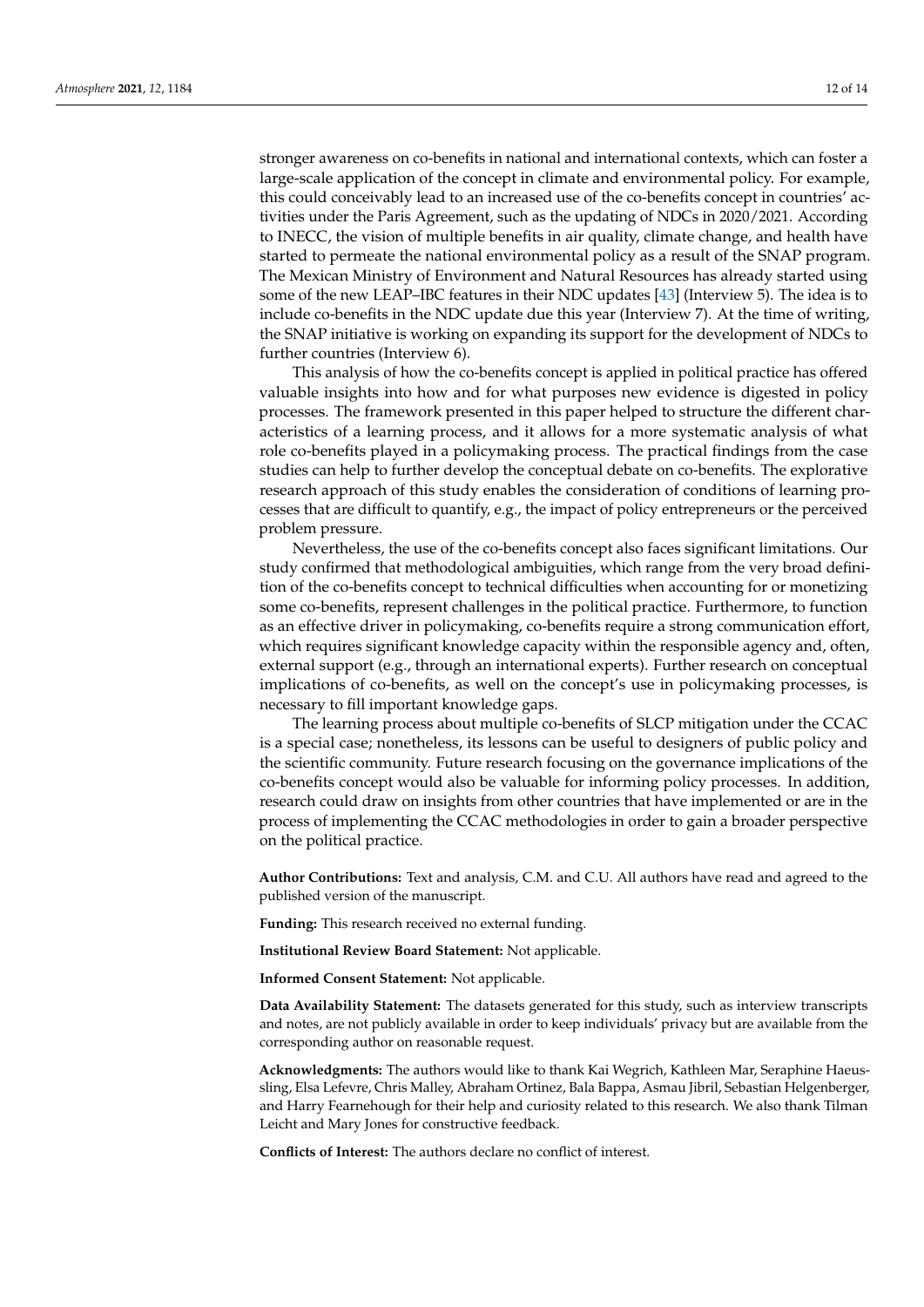stronger awareness on co-benefits in national and international contexts, which can foster a large-scale application of the concept in climate and environmental policy. For example, this could conceivably lead to an increased use of the co-benefits concept in countries' activities under the Paris Agreement, such as the updating of NDCs in 2020/2021. According to INECC, the vision of multiple benefits in air quality, climate change, and health have started to permeate the national environmental policy as a result of the SNAP program. The Mexican Ministry of Environment and Natural Resources has already started using some of the new LEAP–IBC features in their NDC updates [43] (Interview 5). The idea is to include co-benefits in the NDC update due this year (Interview 7). At the time of writing, the SNAP initiative is working on expanding its support for the development of NDCs to further countries (Interview 6).

This analysis of how the co-benefits concept is applied in political practice has offered valuable insights into how and for what purposes new evidence is digested in policy processes. The framework presented in this paper helped to structure the different characteristics of a learning process, and it allows for a more systematic analysis of what role co-benefits played in a policymaking process. The practical findings from the case studies can help to further develop the conceptual debate on co-benefits. The explorative research approach of this study enables the consideration of conditions of learning processes that are difficult to quantify, e.g., the impact of policy entrepreneurs or the perceived problem pressure.

Nevertheless, the use of the co-benefits concept also faces significant limitations. Our study confirmed that methodological ambiguities, which range from the very broad definition of the co-benefits concept to technical difficulties when accounting for or monetizing some co-benefits, represent challenges in the political practice. Furthermore, to function as an effective driver in policymaking, co-benefits require a strong communication effort, which requires significant knowledge capacity within the responsible agency and, often, external support (e.g., through an international experts). Further research on conceptual implications of co-benefits, as well on the concept's use in policymaking processes, is necessary to fill important knowledge gaps.

The learning process about multiple co-benefits of SLCP mitigation under the CCAC is a special case; nonetheless, its lessons can be useful to designers of public policy and the scientific community. Future research focusing on the governance implications of the co-benefits concept would also be valuable for informing policy processes. In addition, research could draw on insights from other countries that have implemented or are in the process of implementing the CCAC methodologies in order to gain a broader perspective on the political practice.

**Author Contributions:** Text and analysis, C.M. and C.U. All authors have read and agreed to the published version of the manuscript.

**Funding:** This research received no external funding.

**Institutional Review Board Statement:** Not applicable.

**Informed Consent Statement:** Not applicable.

**Data Availability Statement:** The datasets generated for this study, such as interview transcripts and notes, are not publicly available in order to keep individuals' privacy but are available from the corresponding author on reasonable request.

**Acknowledgments:** The authors would like to thank Kai Wegrich, Kathleen Mar, Seraphine Haeussling, Elsa Lefevre, Chris Malley, Abraham Ortinez, Bala Bappa, Asmau Jibril, Sebastian Helgenberger, and Harry Fearnehough for their help and curiosity related to this research. We also thank Tilman Leicht and Mary Jones for constructive feedback.

**Conflicts of Interest:** The authors declare no conflict of interest.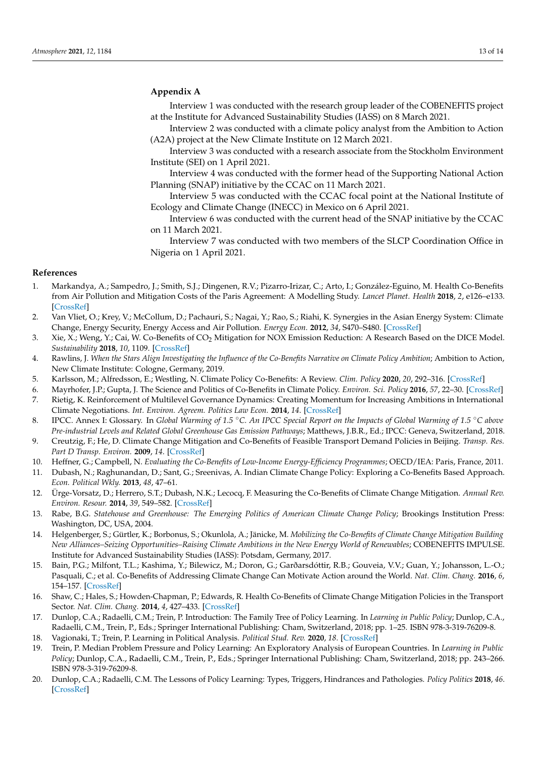## Appendix A

Interview 1 was conducted with the research group leader of the COBENEFITS project at the Institute for Advanced Sustainability Studies (IASS) on 8 March 2021.

Interview 2 was conducted with a climate policy analyst from the Ambition to Action (A2A) project at the New Climate Institute on 12 March 2021.

Interview 3 was conducted with a research associate from the Stockholm Environment Institute (SEI) on 1 April 2021.

Interview 4 was conducted with the former head of the Supporting National Action Planning (SNAP) initiative by the CCAC on 11 March 2021.

Interview 5 was conducted with the CCAC focal point at the National Institute of Ecology and Climate Change (INECC) in Mexico on 6 April 2021.

Interview 6 was conducted with the current head of the SNAP initiative by the CCAC on 11 March 2021.

Interview 7 was conducted with two members of the SLCP Coordination Office in Nigeria on 1 April 2021.

## References

1. Markandya, A.; Sampedro, J.; Smith, S.J.; Dingenen, R.V.; Pizarro-Irizar, C.; Arto, I.; González-Eguino, M. Health Co-Benefits from Air Pollution and Mitigation Costs of the Paris Agreement: A Modelling Study. *Lancet Planet. Health* **2018**, *2*, e126–e133. [CrossRef]
2. Van Vliet, O.; Krey, V.; McCollum, D.; Pachauri, S.; Nagai, Y.; Rao, S.; Riahi, K. Synergies in the Asian Energy System: Climate Change, Energy Security, Energy Access and Air Pollution. *Energy Econ.* **2012**, *34*, S470–S480. [CrossRef]
3. Xie, X.; Weng, Y.; Cai, W. Co-Benefits of $CO_2$ Mitigation for NOX Emission Reduction: A Research Based on the DICE Model. *Sustainability* **2018**, *10*, 1109. [CrossRef]
4. Rawlins, J. *When the Stars Align Investigating the Influence of the Co-Benefits Narrative on Climate Policy Ambition*; Ambition to Action, New Climate Institute: Cologne, Germany, 2019.
5. Karlsson, M.; Alfredsson, E.; Westling, N. Climate Policy Co-Benefits: A Review. *Clim. Policy* **2020**, *20*, 292–316. [CrossRef]
6. Mayrhofer, J.P.; Gupta, J. The Science and Politics of Co-Benefits in Climate Policy. *Environ. Sci. Policy* **2016**, *57*, 22–30. [CrossRef]
7. Rietig, K. Reinforcement of Multilevel Governance Dynamics: Creating Momentum for Increasing Ambitions in International Climate Negotiations. *Int. Environ. Agreem. Politics Law Econ.* **2014**, *14*. [CrossRef]
8. IPCC. Annex I: Glossary. In *Global Warming of 1.5 °C. An IPCC Special Report on the Impacts of Global Warming of 1.5 °C above Pre-industrial Levels and Related Global Greenhouse Gas Emission Pathways*; Matthews, J.B.R., Ed.; IPCC: Geneva, Switzerland, 2018.
9. Creutzig, F.; He, D. Climate Change Mitigation and Co-Benefits of Feasible Transport Demand Policies in Beijing. *Transp. Res. Part D Transp. Environ.* **2009**, *14*. [CrossRef]
10. Heffner, G.; Campbell, N. *Evaluating the Co-Benefits of Low-Income Energy-Efficiency Programmes*; OECD/IEA: Paris, France, 2011.
11. Dubash, N.; Raghunandan, D.; Sant, G.; Sreenivas, A. Indian Climate Change Policy: Exploring a Co-Benefits Based Approach. *Econ. Political Wkly.* **2013**, *48*, 47–61.
12. Ürge-Vorsatz, D.; Herrero, S.T.; Dubash, N.K.; Lecocq, F. Measuring the Co-Benefits of Climate Change Mitigation. *Annual Rev. Environ. Resour.* **2014**, *39*, 549–582. [CrossRef]
13. Rabe, B.G. *Statehouse and Greenhouse: The Emerging Politics of American Climate Change Policy*; Brookings Institution Press: Washington, DC, USA, 2004.
14. Helgenberger, S.; Gürtler, K.; Borbonus, S.; Okunlola, A.; Jänicke, M. *Mobilizing the Co-Benefits of Climate Change Mitigation Building New Alliances–Seizing Opportunities–Raising Climate Ambitions in the New Energy World of Renewables*; COBENEFITS IMPULSE. Institute for Advanced Sustainability Studies (IASS): Potsdam, Germany, 2017.
15. Bain, P.G.; Milfont, T.L.; Kashima, Y.; Bilewicz, M.; Doron, G.; Garðarsdóttir, R.B.; Gouveia, V.V.; Guan, Y.; Johansson, L.-O.; Pasquali, C.; et al. Co-Benefits of Addressing Climate Change Can Motivate Action around the World. *Nat. Clim. Chang.* **2016**, *6*, 154–157. [CrossRef]
16. Shaw, C.; Hales, S.; Howden-Chapman, P.; Edwards, R. Health Co-Benefits of Climate Change Mitigation Policies in the Transport Sector. *Nat. Clim. Chang.* **2014**, *4*, 427–433. [CrossRef]
17. Dunlop, C.A.; Radaelli, C.M.; Trein, P. Introduction: The Family Tree of Policy Learning. In *Learning in Public Policy*; Dunlop, C.A., Radaelli, C.M., Trein, P., Eds.; Springer International Publishing: Cham, Switzerland, 2018; pp. 1–25. ISBN 978-3-319-76209-8.
18. Vagionaki, T.; Trein, P. Learning in Political Analysis. *Political Stud. Rev.* **2020**, *18*. [CrossRef]
19. Trein, P. Median Problem Pressure and Policy Learning: An Exploratory Analysis of European Countries. In *Learning in Public Policy*; Dunlop, C.A., Radaelli, C.M., Trein, P., Eds.; Springer International Publishing: Cham, Switzerland, 2018; pp. 243–266. ISBN 978-3-319-76209-8.
20. Dunlop, C.A.; Radaelli, C.M. The Lessons of Policy Learning: Types, Triggers, Hindrances and Pathologies. *Policy Politics* **2018**, *46*. [CrossRef]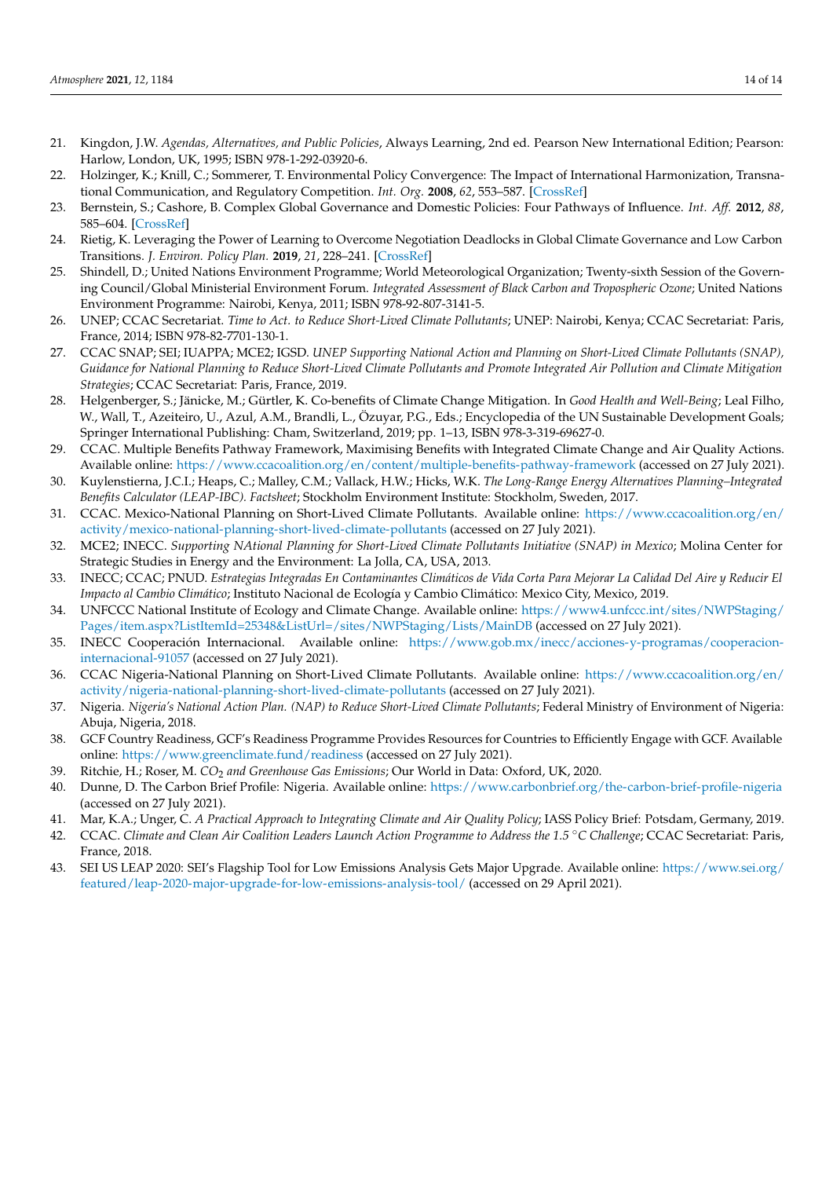21. Kingdon, J.W. *Agendas, Alternatives, and Public Policies*, Always Learning, 2nd ed. Pearson New International Edition; Pearson: Harlow, London, UK, 1995; ISBN 978-1-292-03920-6.
22. Holzinger, K.; Knill, C.; Sommerer, T. Environmental Policy Convergence: The Impact of International Harmonization, Transnational Communication, and Regulatory Competition. *Int. Org.* **2008**, *62*, 553–587. [CrossRef]
23. Bernstein, S.; Cashore, B. Complex Global Governance and Domestic Policies: Four Pathways of Influence. *Int. Aff.* **2012**, *88*, 585–604. [CrossRef]
24. Rietig, K. Leveraging the Power of Learning to Overcome Negotiation Deadlocks in Global Climate Governance and Low Carbon Transitions. *J. Environ. Policy Plan.* **2019**, *21*, 228–241. [CrossRef]
25. Shindell, D.; United Nations Environment Programme; World Meteorological Organization; Twenty-sixth Session of the Governing Council/Global Ministerial Environment Forum. *Integrated Assessment of Black Carbon and Tropospheric Ozone*; United Nations Environment Programme: Nairobi, Kenya, 2011; ISBN 978-92-807-3141-5.
26. UNEP; CCAC Secretariat. *Time to Act. to Reduce Short-Lived Climate Pollutants*; UNEP: Nairobi, Kenya; CCAC Secretariat: Paris, France, 2014; ISBN 978-82-7701-130-1.
27. CCAC SNAP; SEI; IUAPPA; MCE2; IGSD. *UNEP Supporting National Action and Planning on Short-Lived Climate Pollutants (SNAP), Guidance for National Planning to Reduce Short-Lived Climate Pollutants and Promote Integrated Air Pollution and Climate Mitigation Strategies*; CCAC Secretariat: Paris, France, 2019.
28. Helgenberger, S.; Jänicke, M.; Gürtler, K. Co-benefits of Climate Change Mitigation. In *Good Health and Well-Being*; Leal Filho, W., Wall, T., Azeiteiro, U., Azul, A.M., Brandli, L., Özuyar, P.G., Eds.; Encyclopedia of the UN Sustainable Development Goals; Springer International Publishing: Cham, Switzerland, 2019; pp. 1–13, ISBN 978-3-319-69627-0.
29. CCAC. Multiple Benefits Pathway Framework, Maximising Benefits with Integrated Climate Change and Air Quality Actions. Available online: https://www.ccacoalition.org/en/content/multiple-benefits-pathway-framework (accessed on 27 July 2021).
30. Kuylenstierna, J.C.I.; Heaps, C.; Malley, C.M.; Vallack, H.W.; Hicks, W.K. *The Long-Range Energy Alternatives Planning–Integrated Benefits Calculator (LEAP-IBC). Factsheet*; Stockholm Environment Institute: Stockholm, Sweden, 2017.
31. CCAC. Mexico-National Planning on Short-Lived Climate Pollutants. Available online: https://www.ccacoalition.org/en/activity/mexico-national-planning-short-lived-climate-pollutants (accessed on 27 July 2021).
32. MCE2; INECC. *Supporting NAtional Planning for Short-Lived Climate Pollutants Initiative (SNAP) in Mexico*; Molina Center for Strategic Studies in Energy and the Environment: La Jolla, CA, USA, 2013.
33. INECC; CCAC; PNUD. *Estrategias Integradas En Contaminantes Climáticos de Vida Corta Para Mejorar La Calidad Del Aire y Reducir El Impacto al Cambio Climático*; Instituto Nacional de Ecología y Cambio Climático: Mexico City, Mexico, 2019.
34. UNFCCC National Institute of Ecology and Climate Change. Available online: https://www4.unfccc.int/sites/NWPStaging/Pages/item.aspx?ListItemId=25348&ListUrl=/sites/NWPStaging/Lists/MainDB (accessed on 27 July 2021).
35. INECC Cooperación Internacional. Available online: https://www.gob.mx/inecc/acciones-y-programas/cooperacion-internacional-91057 (accessed on 27 July 2021).
36. CCAC Nigeria-National Planning on Short-Lived Climate Pollutants. Available online: https://www.ccacoalition.org/en/activity/nigeria-national-planning-short-lived-climate-pollutants (accessed on 27 July 2021).
37. Nigeria. *Nigeria's National Action Plan. (NAP) to Reduce Short-Lived Climate Pollutants*; Federal Ministry of Environment of Nigeria: Abuja, Nigeria, 2018.
38. GCF Country Readiness, GCF's Readiness Programme Provides Resources for Countries to Efficiently Engage with GCF. Available online: https://www.greenclimate.fund/readiness (accessed on 27 July 2021).
39. Ritchie, H.; Roser, M. *$CO_2$ and Greenhouse Gas Emissions*; Our World in Data: Oxford, UK, 2020.
40. Dunne, D. The Carbon Brief Profile: Nigeria. Available online: https://www.carbonbrief.org/the-carbon-brief-profile-nigeria (accessed on 27 July 2021).
41. Mar, K.A.; Unger, C. *A Practical Approach to Integrating Climate and Air Quality Policy*; IASS Policy Brief: Potsdam, Germany, 2019.
42. CCAC. *Climate and Clean Air Coalition Leaders Launch Action Programme to Address the 1.5 °C Challenge*; CCAC Secretariat: Paris, France, 2018.
43. SEI US LEAP 2020: SEI's Flagship Tool for Low Emissions Analysis Gets Major Upgrade. Available online: https://www.sei.org/featured/leap-2020-major-upgrade-for-low-emissions-analysis-tool/ (accessed on 29 April 2021).